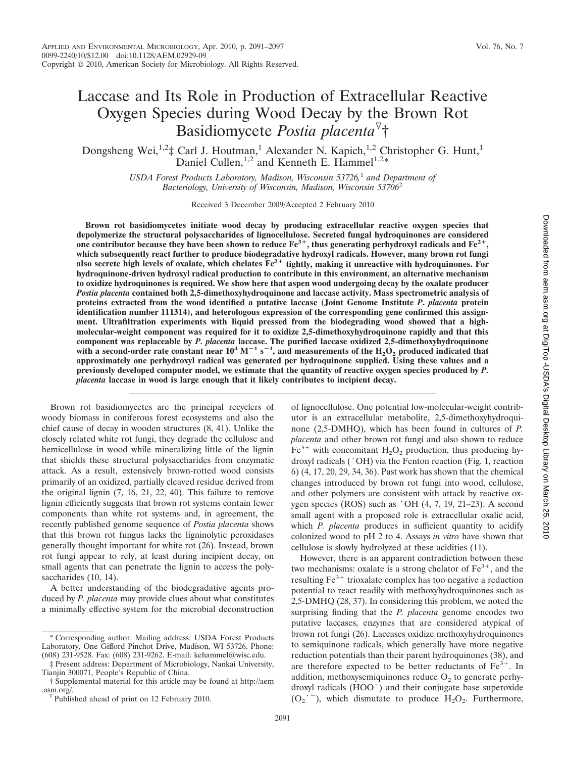# Laccase and Its Role in Production of Extracellular Reactive Oxygen Species during Wood Decay by the Brown Rot Basidiomycete *Postia placenta*▽†

Dongsheng Wei,[1,2]‡ Carl J. Houtman,[1] Alexander N. Kapich,[1,2] Christopher G. Hunt,[1] Daniel Cullen,[1,2] and Kenneth E. Hammel[1,2]*

*USDA Forest Products Laboratory, Madison, Wisconsin 53726,[1] and Department of Bacteriology, University of Wisconsin, Madison, Wisconsin 53706[2]*

Received 3 December 2009/Accepted 2 February 2010

**Brown rot basidiomycetes initiate wood decay by producing extracellular reactive oxygen species that depolymerize the structural polysaccharides of lignocellulose. Secreted fungal hydroquinones are considered one contributor because they have been shown to reduce $Fe^{3+}$, thus generating perhydroxyl radicals and $Fe^{2+}$, which subsequently react further to produce biodegradative hydroxyl radicals. However, many brown rot fungi also secrete high levels of oxalate, which chelates $Fe^{3+}$ tightly, making it unreactive with hydroquinones. For hydroquinone-driven hydroxyl radical production to contribute in this environment, an alternative mechanism to oxidize hydroquinones is required. We show here that aspen wood undergoing decay by the oxalate producer *Postia placenta* contained both 2,5-dimethoxyhydroquinone and laccase activity. Mass spectrometric analysis of proteins extracted from the wood identified a putative laccase (Joint Genome Institute *P. placenta* protein identification number 111314), and heterologous expression of the corresponding gene confirmed this assignment. Ultrafiltration experiments with liquid pressed from the biodegrading wood showed that a high-molecular-weight component was required for it to oxidize 2,5-dimethoxyhydroquinone rapidly and that this component was replaceable by *P. placenta* laccase. The purified laccase oxidized 2,5-dimethoxyhydroquinone with a second-order rate constant near $10^4$ $M^{-1}$ $s^{-1}$, and measurements of the $H_2O_2$ produced indicated that approximately one perhydroxyl radical was generated per hydroquinone supplied. Using these values and a previously developed computer model, we estimate that the quantity of reactive oxygen species produced by *P. placenta* laccase in wood is large enough that it likely contributes to incipient decay.**

Brown rot basidiomycetes are the principal recyclers of woody biomass in coniferous forest ecosystems and also the chief cause of decay in wooden structures (8, 41). Unlike the closely related white rot fungi, they degrade the cellulose and hemicellulose in wood while mineralizing little of the lignin that shields these structural polysaccharides from enzymatic attack. As a result, extensively brown-rotted wood consists primarily of an oxidized, partially cleaved residue derived from the original lignin (7, 16, 21, 22, 40). This failure to remove lignin efficiently suggests that brown rot systems contain fewer components than white rot systems and, in agreement, the recently published genome sequence of *Postia placenta* shows that this brown rot fungus lacks the ligninolytic peroxidases generally thought important for white rot (26). Instead, brown rot fungi appear to rely, at least during incipient decay, on small agents that can penetrate the lignin to access the polysaccharides (10, 14).

A better understanding of the biodegradative agents produced by *P. placenta* may provide clues about what constitutes a minimally effective system for the microbial deconstruction of lignocellulose. One potential low-molecular-weight contributor is an extracellular metabolite, 2,5-dimethoxyhydroquinone (2,5-DMHQ), which has been found in cultures of *P. placenta* and other brown rot fungi and also shown to reduce $Fe^{3+}$ with concomitant $H_2O_2$ production, thus producing hydroxyl radicals ($\cdot OH$) via the Fenton reaction (Fig. 1, reaction 6) (4, 17, 20, 29, 34, 36). Past work has shown that the chemical changes introduced by brown rot fungi into wood, cellulose, and other polymers are consistent with attack by reactive oxygen species (ROS) such as $\cdot OH$ (4, 7, 19, 21–23). A second small agent with a proposed role is extracellular oxalic acid, which *P. placenta* produces in sufficient quantity to acidify colonized wood to pH 2 to 4. Assays *in vitro* have shown that cellulose is slowly hydrolyzed at these acidities (11).

However, there is an apparent contradiction between these two mechanisms: oxalate is a strong chelator of $Fe^{3+}$, and the resulting $Fe^{3+}$ trioxalate complex has too negative a reduction potential to react readily with methoxyhydroquinones such as 2,5-DMHQ (28, 37). In considering this problem, we noted the surprising finding that the *P. placenta* genome encodes two putative laccases, enzymes that are considered atypical of brown rot fungi (26). Laccases oxidize methoxyhydroquinones to semiquinone radicals, which generally have more negative reduction potentials than their parent hydroquinones (38), and are therefore expected to be better reductants of $Fe^{3+}$. In addition, methoxysemiquinones reduce $O_2$ to generate perhydroxyl radicals ($HOO\cdot$) and their conjugate base superoxide ($O_2^{\cdot -}$), which dismutate to produce $H_2O_2$. Furthermore,

\* Corresponding author. Mailing address: USDA Forest Products Laboratory, One Gifford Pinchot Drive, Madison, WI 53726. Phone: (608) 231-9528. Fax: (608) 231-9262. E-mail: kehammel@wisc.edu.

‡ Present address: Department of Microbiology, Nankai University, Tianjin 300071, People's Republic of China.

† Supplemental material for this article may be found at http://aem.asm.org/.

▽ Published ahead of print on 12 February 2010.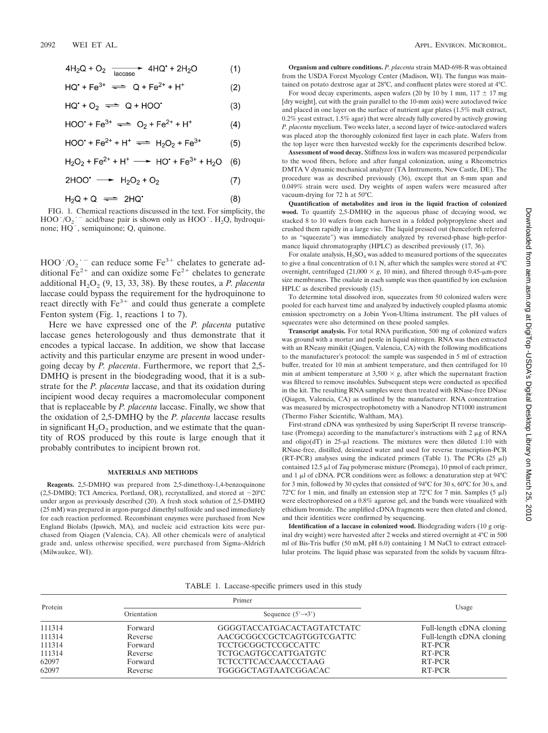$$4H_2Q + O_2 \xrightarrow{\text{laccase}} 4HQ^{\cdot} + 2H_2O \quad (1)$$

$$HQ^{\cdot} + Fe^{3+} \rightleftharpoons Q + Fe^{2+} + H^+ \quad (2)$$

$$HQ^{\cdot} + O_2 \rightleftharpoons Q + HOO^{\cdot} \quad (3)$$

$$HOO^{\cdot} + Fe^{3+} \rightleftharpoons O_2 + Fe^{2+} + H^+ \quad (4)$$

$$HOO^{\cdot} + Fe^{2+} + H^+ \rightleftharpoons H_2O_2 + Fe^{3+} \quad (5)$$

$$H_2O_2 + Fe^{2+} + H^+ \longrightarrow HO^{\cdot} + Fe^{3+} + H_2O \quad (6)$$

$$2HOO^{\cdot} \longrightarrow H_2O_2 + O_2 \quad (7)$$

$$H_2Q + Q \rightleftharpoons 2HQ^{\cdot} \quad (8)$$

FIG. 1. Chemical reactions discussed in the text. For simplicity, the $HOO^{\cdot}/O_2^{\cdot-}$ acid/base pair is shown only as $HOO^{\cdot}$. $H_2Q$, hydroquinone; $HQ^{\cdot}$, semiquinone; Q, quinone.

$HOO^{\cdot}/O_2^{\cdot-}$ can reduce some $Fe^{3+}$ chelates to generate additional $Fe^{2+}$ and can oxidize some $Fe^{2+}$ chelates to generate additional $H_2O_2$ (9, 13, 33, 38). By these routes, a *P. placenta* laccase could bypass the requirement for the hydroquinone to react directly with $Fe^{3+}$ and could thus generate a complete Fenton system (Fig. 1, reactions 1 to 7).

Here we have expressed one of the *P. placenta* putative laccase genes heterologously and thus demonstrate that it encodes a typical laccase. In addition, we show that laccase activity and this particular enzyme are present in wood undergoing decay by *P. placenta*. Furthermore, we report that 2,5-DMHQ is present in the biodegrading wood, that it is a substrate for the *P. placenta* laccase, and that its oxidation during incipient wood decay requires a macromolecular component that is replaceable by *P. placenta* laccase. Finally, we show that the oxidation of 2,5-DMHQ by the *P. placenta* laccase results in significant $H_2O_2$ production, and we estimate that the quantity of ROS produced by this route is large enough that it probably contributes to incipient brown rot.

## MATERIALS AND METHODS

**Reagents.** 2,5-DMHQ was prepared from 2,5-dimethoxy-1,4-benzoquinone (2,5-DMBQ; TCI America, Portland, OR), recrystallized, and stored at −20°C under argon as previously described (20). A fresh stock solution of 2,5-DMHQ (25 mM) was prepared in argon-purged dimethyl sulfoxide and used immediately for each reaction performed. Recombinant enzymes were purchased from New England Biolabs (Ipswich, MA), and nucleic acid extraction kits were purchased from Qiagen (Valencia, CA). All other chemicals were of analytical grade and, unless otherwise specified, were purchased from Sigma-Aldrich (Milwaukee, WI).

**Organism and culture conditions.** *P. placenta* strain MAD-698-R was obtained from the USDA Forest Mycology Center (Madison, WI). The fungus was maintained on potato dextrose agar at 28°C, and confluent plates were stored at 4°C.

For wood decay experiments, aspen wafers (20 by 10 by 1 mm, 117 ± 17 mg [dry weight], cut with the grain parallel to the 10-mm axis) were autoclaved twice and placed in one layer on the surface of nutrient agar plates (1.5% malt extract, 0.2% yeast extract, 1.5% agar) that were already fully covered by actively growing *P. placenta* mycelium. Two weeks later, a second layer of twice-autoclaved wafers was placed atop the thoroughly colonized first layer in each plate. Wafers from the top layer were then harvested weekly for the experiments described below.

**Assessment of wood decay.** Stiffness loss in wafers was measured perpendicular to the wood fibers, before and after fungal colonization, using a Rheometrics DMTA V dynamic mechanical analyzer (TA Instruments, New Castle, DE). The procedure was as described previously (36), except that an 8-mm span and 0.049% strain were used. Dry weights of aspen wafers were measured after vacuum-drying for 72 h at 50°C.

**Quantification of metabolites and iron in the liquid fraction of colonized wood.** To quantify 2,5-DMHQ in the aqueous phase of decaying wood, we stacked 8 to 10 wafers from each harvest in a folded polypropylene sheet and crushed them rapidly in a large vise. The liquid pressed out (henceforth referred to as "squeezate") was immediately analyzed by reversed-phase high-performance liquid chromatography (HPLC) as described previously (17, 36).

For oxalate analysis, $H_2SO_4$ was added to measured portions of the squeezates to give a final concentration of 0.1 N, after which the samples were stored at 4°C overnight, centrifuged (21,000 × *g*, 10 min), and filtered through 0.45-μm-pore size membranes. The oxalate in each sample was then quantified by ion exclusion HPLC as described previously (15).

To determine total dissolved iron, squeezates from 50 colonized wafers were pooled for each harvest time and analyzed by inductively coupled plasma atomic emission spectrometry on a Jobin Yvon-Ultima instrument. The pH values of squeezates were also determined on these pooled samples.

**Transcript analysis.** For total RNA purification, 500 mg of colonized wafers was ground with a mortar and pestle in liquid nitrogen. RNA was then extracted with an RNeasy minikit (Qiagen, Valencia, CA) with the following modifications to the manufacturer's protocol: the sample was suspended in 5 ml of extraction buffer, treated for 10 min at ambient temperature, and then centrifuged for 10 min at ambient temperature at 3,500 × *g*, after which the supernatant fraction was filtered to remove insolubles. Subsequent steps were conducted as specified in the kit. The resulting RNA samples were then treated with RNase-free DNase (Qiagen, Valencia, CA) as outlined by the manufacturer. RNA concentration was measured by microspectrophotometry with a Nanodrop NT1000 instrument (Thermo Fisher Scientific, Waltham, MA).

First-strand cDNA was synthesized by using SuperScript II reverse transcriptase (Promega) according to the manufacturer's instructions with 2 μg of RNA and oligo(dT) in 25-μl reactions. The mixtures were then diluted 1:10 with RNase-free, distilled, deionized water and used for reverse transcription-PCR (RT-PCR) analyses using the indicated primers (Table 1). The PCRs (25 μl) contained 12.5 μl of *Taq* polymerase mixture (Promega), 10 pmol of each primer, and 1 μl of cDNA. PCR conditions were as follows: a denaturation step at 94°C for 3 min, followed by 30 cycles that consisted of 94°C for 30 s, 60°C for 30 s, and 72°C for 1 min, and finally an extension step at 72°C for 7 min. Samples (5 μl) were electrophoresed on a 0.8% agarose gel, and the bands were visualized with ethidium bromide. The amplified cDNA fragments were then eluted and cloned, and their identities were confirmed by sequencing.

**Identification of a laccase in colonized wood.** Biodegrading wafers (10 g original dry weight) were harvested after 2 weeks and stirred overnight at 4°C in 500 ml of Bis-Tris buffer (50 mM, pH 6.0) containing 1 M NaCl to extract extracellular proteins. The liquid phase was separated from the solids by vacuum filtra-

TABLE 1. Laccase-specific primers used in this study

| Protein | Primer | | Usage |
|---|---|---|---|
| | Orientation | Sequence (5′→3′) | |
| 111314 | Forward | GGGGTACCATGACACTAGTATCTATC | Full-length cDNA cloning |
| 111314 | Reverse | AACGCGGCCGCTCAGTGGTCGATTC | Full-length cDNA cloning |
| 111314 | Forward | TCCTGCGGCTCCGCCATTC | RT-PCR |
| 111314 | Reverse | TCTGCAGTGCCATTGATGTC | RT-PCR |
| 62097 | Forward | TCTCCTTCACCAACCCTAAG | RT-PCR |
| 62097 | Reverse | TGGGGCTAGTAATCGGACAC | RT-PCR |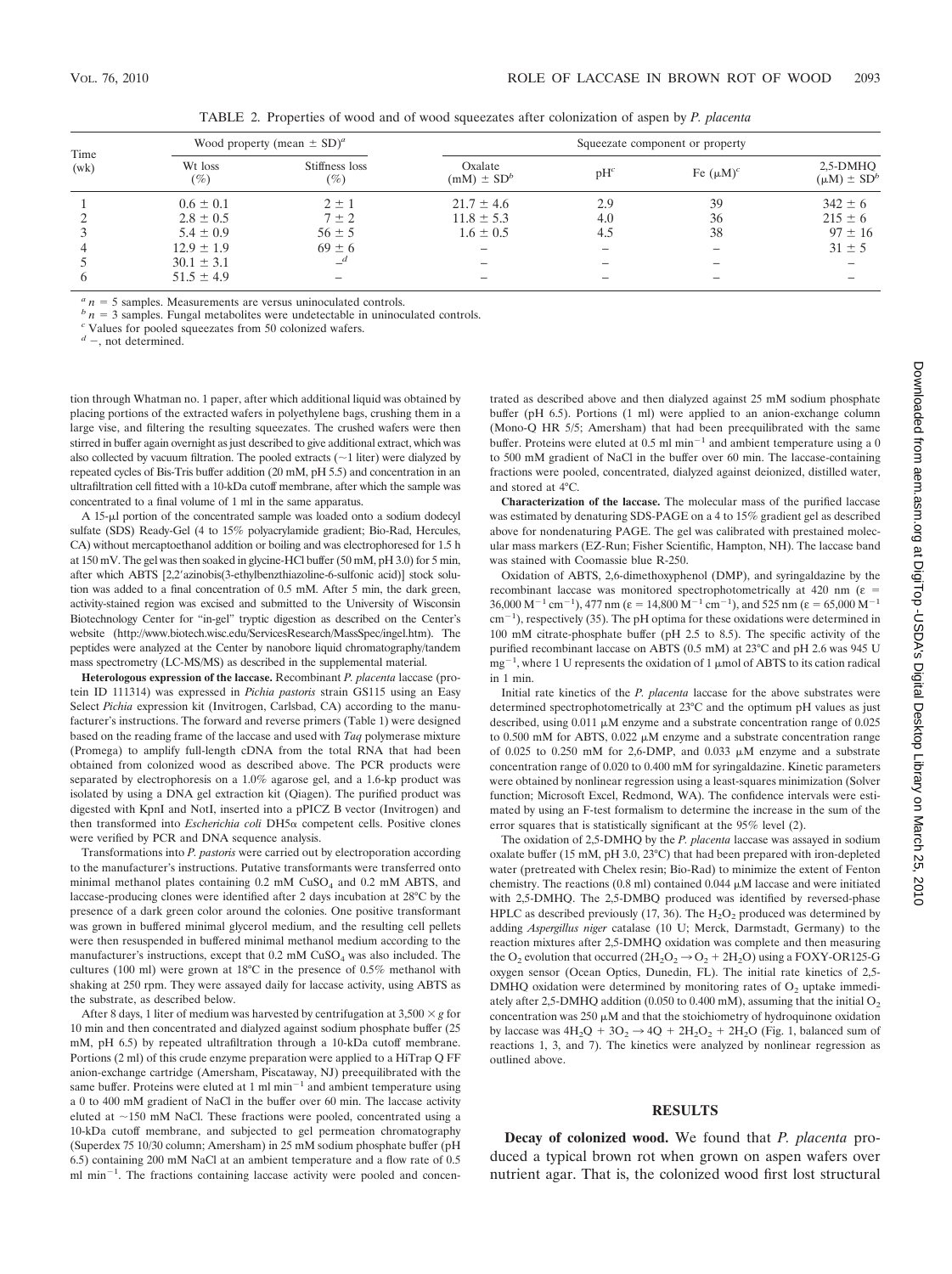TABLE 2. Properties of wood and of wood squeezates after colonization of aspen by *P. placenta*

| Time (wk) | Wood property (mean ± SD)[a] | | Squeezate component or property | | | |
|---|---|---|---|---|---|---|
| | Wt loss (%) | Stiffness loss (%) | Oxalate (mM) ± SD[b] | pH[c] | Fe (μM)[c] | 2,5-DMHQ (μM) ± SD[b] |
| 1 | 0.6 ± 0.1 | 2 ± 1 | 21.7 ± 4.6 | 2.9 | 39 | 342 ± 6 |
| 2 | 2.8 ± 0.5 | 7 ± 2 | 11.8 ± 5.3 | 4.0 | 36 | 215 ± 6 |
| 3 | 5.4 ± 0.9 | 56 ± 5 | 1.6 ± 0.5 | 4.5 | 38 | 97 ± 16 |
| 4 | 12.9 ± 1.9 | 69 ± 6 | – | – | – | 31 ± 5 |
| 5 | 30.1 ± 3.1 | –[d] | – | – | – | – |
| 6 | 51.5 ± 4.9 | – | – | – | – | – |

[a] $n = 5$ samples. Measurements are versus uninoculated controls.
[b] $n = 3$ samples. Fungal metabolites were undetectable in uninoculated controls.
[c] Values for pooled squeezates from 50 colonized wafers.
[d] –, not determined.

tion through Whatman no. 1 paper, after which additional liquid was obtained by placing portions of the extracted wafers in polyethylene bags, crushing them in a large vise, and filtering the resulting squeezates. The crushed wafers were then stirred in buffer again overnight as just described to give additional extract, which was also collected by vacuum filtration. The pooled extracts (~1 liter) were dialyzed by repeated cycles of Bis-Tris buffer addition (20 mM, pH 5.5) and concentration in an ultrafiltration cell fitted with a 10-kDa cutoff membrane, after which the sample was concentrated to a final volume of 1 ml in the same apparatus.

A 15-μl portion of the concentrated sample was loaded onto a sodium dodecyl sulfate (SDS) Ready-Gel (4 to 15% polyacrylamide gradient; Bio-Rad, Hercules, CA) without mercaptoethanol addition or boiling and was electrophoresed for 1.5 h at 150 mV. The gel was then soaked in glycine-HCl buffer (50 mM, pH 3.0) for 5 min, after which ABTS [2,2′azinobis(3-ethylbenzthiazoline-6-sulfonic acid)] stock solution was added to a final concentration of 0.5 mM. After 5 min, the dark green, activity-stained region was excised and submitted to the University of Wisconsin Biotechnology Center for "in-gel" tryptic digestion as described on the Center's website (http://www.biotech.wisc.edu/ServicesResearch/MassSpec/ingel.htm). The peptides were analyzed at the Center by nanobore liquid chromatography/tandem mass spectrometry (LC-MS/MS) as described in the supplemental material.

**Heterologous expression of the laccase.** Recombinant *P. placenta* laccase (protein ID 111314) was expressed in *Pichia pastoris* strain GS115 using an Easy Select *Pichia* expression kit (Invitrogen, Carlsbad, CA) according to the manufacturer's instructions. The forward and reverse primers (Table 1) were designed based on the reading frame of the laccase and used with *Taq* polymerase mixture (Promega) to amplify full-length cDNA from the total RNA that had been obtained from colonized wood as described above. The PCR products were separated by electrophoresis on a 1.0% agarose gel, and a 1.6-kp product was isolated by using a DNA gel extraction kit (Qiagen). The purified product was digested with KpnI and NotI, inserted into a pPICZ B vector (Invitrogen) and then transformed into *Escherichia coli* DH5α competent cells. Positive clones were verified by PCR and DNA sequence analysis.

Transformations into *P. pastoris* were carried out by electroporation according to the manufacturer's instructions. Putative transformants were transferred onto minimal methanol plates containing 0.2 mM $CuSO_4$ and 0.2 mM ABTS, and laccase-producing clones were identified after 2 days incubation at 28°C by the presence of a dark green color around the colonies. One positive transformant was grown in buffered minimal glycerol medium, and the resulting cell pellets were then resuspended in buffered minimal methanol medium according to the manufacturer's instructions, except that 0.2 mM $CuSO_4$ was also included. The cultures (100 ml) were grown at 18°C in the presence of 0.5% methanol with shaking at 250 rpm. They were assayed daily for laccase activity, using ABTS as the substrate, as described below.

After 8 days, 1 liter of medium was harvested by centrifugation at $3,500 \times g$ for 10 min and then concentrated and dialyzed against sodium phosphate buffer (25 mM, pH 6.5) by repeated ultrafiltration through a 10-kDa cutoff membrane. Portions (2 ml) of this crude enzyme preparation were applied to a HiTrap Q FF anion-exchange cartridge (Amersham, Piscataway, NJ) preequilibrated with the same buffer. Proteins were eluted at 1 ml $min^{-1}$ and ambient temperature using a 0 to 400 mM gradient of NaCl in the buffer over 60 min. The laccase activity eluted at ~150 mM NaCl. These fractions were pooled, concentrated using a 10-kDa cutoff membrane, and subjected to gel permeation chromatography (Superdex 75 10/30 column; Amersham) in 25 mM sodium phosphate buffer (pH 6.5) containing 200 mM NaCl at an ambient temperature and a flow rate of 0.5 ml $min^{-1}$. The fractions containing laccase activity were pooled and concentrated as described above and then dialyzed against 25 mM sodium phosphate buffer (pH 6.5). Portions (1 ml) were applied to an anion-exchange column (Mono-Q HR 5/5; Amersham) that had been preequilibrated with the same buffer. Proteins were eluted at 0.5 ml $min^{-1}$ and ambient temperature using a 0 to 500 mM gradient of NaCl in the buffer over 60 min. The laccase-containing fractions were pooled, concentrated, dialyzed against deionized, distilled water, and stored at 4°C.

**Characterization of the laccase.** The molecular mass of the purified laccase was estimated by denaturing SDS-PAGE on a 4 to 15% gradient gel as described above for nondenaturing PAGE. The gel was calibrated with prestained molecular mass markers (EZ-Run; Fisher Scientific, Hampton, NH). The laccase band was stained with Coomassie blue R-250.

Oxidation of ABTS, 2,6-dimethoxyphenol (DMP), and syringaldazine by the recombinant laccase was monitored spectrophotometrically at 420 nm ($\varepsilon$ = 36,000 $M^{-1}$ $cm^{-1}$), 477 nm ($\varepsilon$ = 14,800 $M^{-1}$ $cm^{-1}$), and 525 nm ($\varepsilon$ = 65,000 $M^{-1}$ $cm^{-1}$), respectively (35). The pH optima for these oxidations were determined in 100 mM citrate-phosphate buffer (pH 2.5 to 8.5). The specific activity of the purified recombinant laccase on ABTS (0.5 mM) at 23°C and pH 2.6 was 945 U $mg^{-1}$, where 1 U represents the oxidation of 1 μmol of ABTS to its cation radical in 1 min.

Initial rate kinetics of the *P. placenta* laccase for the above substrates were determined spectrophotometrically at 23°C and the optimum pH values as just described, using 0.011 μM enzyme and a substrate concentration range of 0.025 to 0.500 mM for ABTS, 0.022 μM enzyme and a substrate concentration range of 0.025 to 0.250 mM for 2,6-DMP, and 0.033 μM enzyme and a substrate concentration range of 0.020 to 0.400 mM for syringaldazine. Kinetic parameters were obtained by nonlinear regression using a least-squares minimization (Solver function; Microsoft Excel, Redmond, WA). The confidence intervals were estimated by using an F-test formalism to determine the increase in the sum of the error squares that is statistically significant at the 95% level (2).

The oxidation of 2,5-DMHQ by the *P. placenta* laccase was assayed in sodium oxalate buffer (15 mM, pH 3.0, 23°C) that had been prepared with iron-depleted water (pretreated with Chelex resin; Bio-Rad) to minimize the extent of Fenton chemistry. The reactions (0.8 ml) contained 0.044 μM laccase and were initiated with 2,5-DMHQ. The 2,5-DMBQ produced was identified by reversed-phase HPLC as described previously (17, 36). The $H_2O_2$ produced was determined by adding *Aspergillus niger* catalase (10 U; Merck, Darmstadt, Germany) to the reaction mixtures after 2,5-DMHQ oxidation was complete and then measuring the $O_2$ evolution that occurred ($2H_2O_2 \rightarrow O_2 + 2H_2O$) using a FOXY-OR125-G oxygen sensor (Ocean Optics, Dunedin, FL). The initial rate kinetics of 2,5-DMHQ oxidation were determined by monitoring rates of $O_2$ uptake immediately after 2,5-DMHQ addition (0.050 to 0.400 mM), assuming that the initial $O_2$ concentration was 250 μM and that the stoichiometry of hydroquinone oxidation by laccase was $4H_2Q + 3O_2 \rightarrow 4Q + 2H_2O_2 + 2H_2O$ (Fig. 1, balanced sum of reactions 1, 3, and 7). The kinetics were analyzed by nonlinear regression as outlined above.

## RESULTS

**Decay of colonized wood.** We found that *P. placenta* produced a typical brown rot when grown on aspen wafers over nutrient agar. That is, the colonized wood first lost structural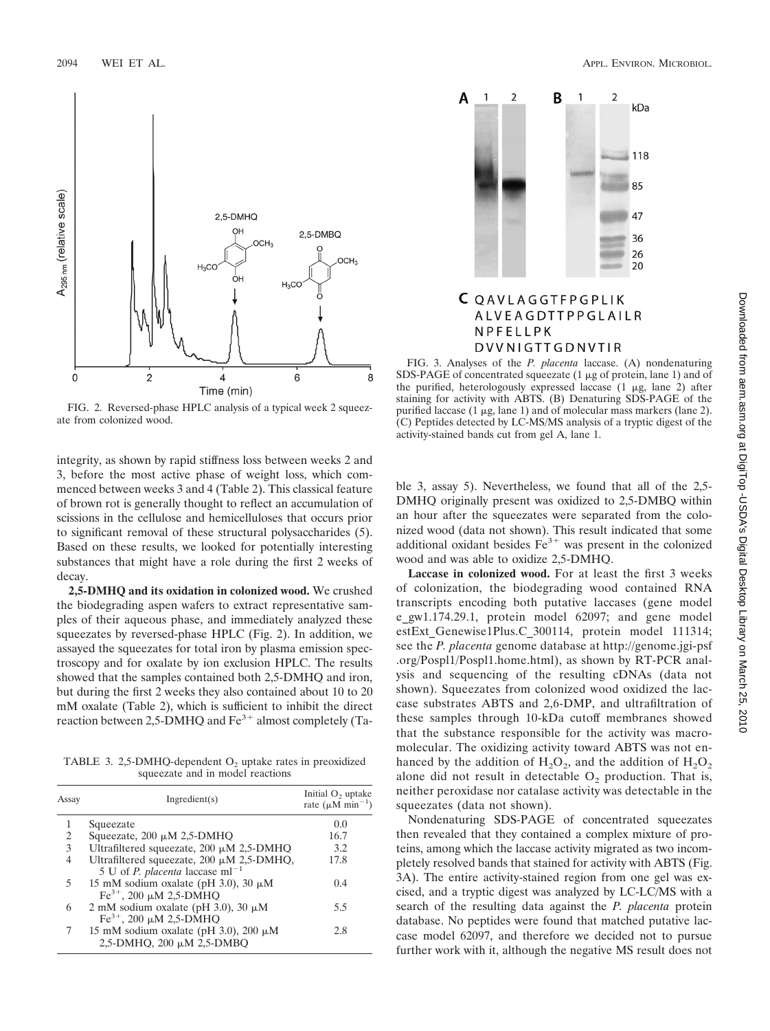FIG. 2. Reversed-phase HPLC analysis of a typical week 2 squeezate from colonized wood.

integrity, as shown by rapid stiffness loss between weeks 2 and 3, before the most active phase of weight loss, which commenced between weeks 3 and 4 (Table 2). This classical feature of brown rot is generally thought to reflect an accumulation of scissions in the cellulose and hemicelluloses that occurs prior to significant removal of these structural polysaccharides (5). Based on these results, we looked for potentially interesting substances that might have a role during the first 2 weeks of decay.

**2,5-DMHQ and its oxidation in colonized wood.** We crushed the biodegrading aspen wafers to extract representative samples of their aqueous phase, and immediately analyzed these squeezates by reversed-phase HPLC (Fig. 2). In addition, we assayed the squeezates for total iron by plasma emission spectroscopy and for oxalate by ion exclusion HPLC. The results showed that the samples contained both 2,5-DMHQ and iron, but during the first 2 weeks they also contained about 10 to 20 mM oxalate (Table 2), which is sufficient to inhibit the direct reaction between 2,5-DMHQ and $Fe^{3+}$ almost completely (Table 3, assay 5). Nevertheless, we found that all of the 2,5-DMHQ originally present was oxidized to 2,5-DMBQ within an hour after the squeezates were separated from the colonized wood (data not shown). This result indicated that some additional oxidant besides $Fe^{3+}$ was present in the colonized wood and was able to oxidize 2,5-DMHQ.

TABLE 3. 2,5-DMHQ-dependent $O_2$ uptake rates in preoxidized squeezate and in model reactions

| Assay | Ingredient(s) | Initial $O_2$ uptake rate ($\mu M\ min^{-1}$) |
|---|---|---|
| 1 | Squeezate | 0.0 |
| 2 | Squeezate, 200 μM 2,5-DMHQ | 16.7 |
| 3 | Ultrafiltered squeezate, 200 μM 2,5-DMHQ | 3.2 |
| 4 | Ultrafiltered squeezate, 200 μM 2,5-DMHQ, 5 U of *P. placenta* laccase $ml^{-1}$ | 17.8 |
| 5 | 15 mM sodium oxalate (pH 3.0), 30 μM $Fe^{3+}$, 200 μM 2,5-DMHQ | 0.4 |
| 6 | 2 mM sodium oxalate (pH 3.0), 30 μM $Fe^{3+}$, 200 μM 2,5-DMHQ | 5.5 |
| 7 | 15 mM sodium oxalate (pH 3.0), 200 μM 2,5-DMHQ, 200 μM 2,5-DMBQ | 2.8 |

C QAVLAGGTFPGPLIK
ALVEAGDTTPPGLAILR
NPFELLPK
DVVNIGTTGDNVTIR

FIG. 3. Analyses of the *P. placenta* laccase. (A) nondenaturing SDS-PAGE of concentrated squeezate (1 μg of protein, lane 1) and of the purified, heterologously expressed laccase (1 μg, lane 2) after staining for activity with ABTS. (B) Denaturing SDS-PAGE of the purified laccase (1 μg, lane 1) and of molecular mass markers (lane 2). (C) Peptides detected by LC-MS/MS analysis of a tryptic digest of the activity-stained bands cut from gel A, lane 1.

**Laccase in colonized wood.** For at least the first 3 weeks of colonization, the biodegrading wood contained RNA transcripts encoding both putative laccases (gene model e_gw1.174.29.1, protein model 62097; and gene model estExt_Genewise1Plus.C_300114, protein model 111314; see the *P. placenta* genome database at http://genome.jgi-psf.org/Pospl1/Pospl1.home.html), as shown by RT-PCR analysis and sequencing of the resulting cDNAs (data not shown). Squeezates from colonized wood oxidized the laccase substrates ABTS and 2,6-DMP, and ultrafiltration of these samples through 10-kDa cutoff membranes showed that the substance responsible for the activity was macromolecular. The oxidizing activity toward ABTS was not enhanced by the addition of $H_2O_2$, and the addition of $H_2O_2$ alone did not result in detectable $O_2$ production. That is, neither peroxidase nor catalase activity was detectable in the squeezates (data not shown).

Nondenaturing SDS-PAGE of concentrated squeezates then revealed that they contained a complex mixture of proteins, among which the laccase activity migrated as two incompletely resolved bands that stained for activity with ABTS (Fig. 3A). The entire activity-stained region from one gel was excised, and a tryptic digest was analyzed by LC-LC/MS with a search of the resulting data against the *P. placenta* protein database. No peptides were found that matched putative laccase model 62097, and therefore we decided not to pursue further work with it, although the negative MS result does not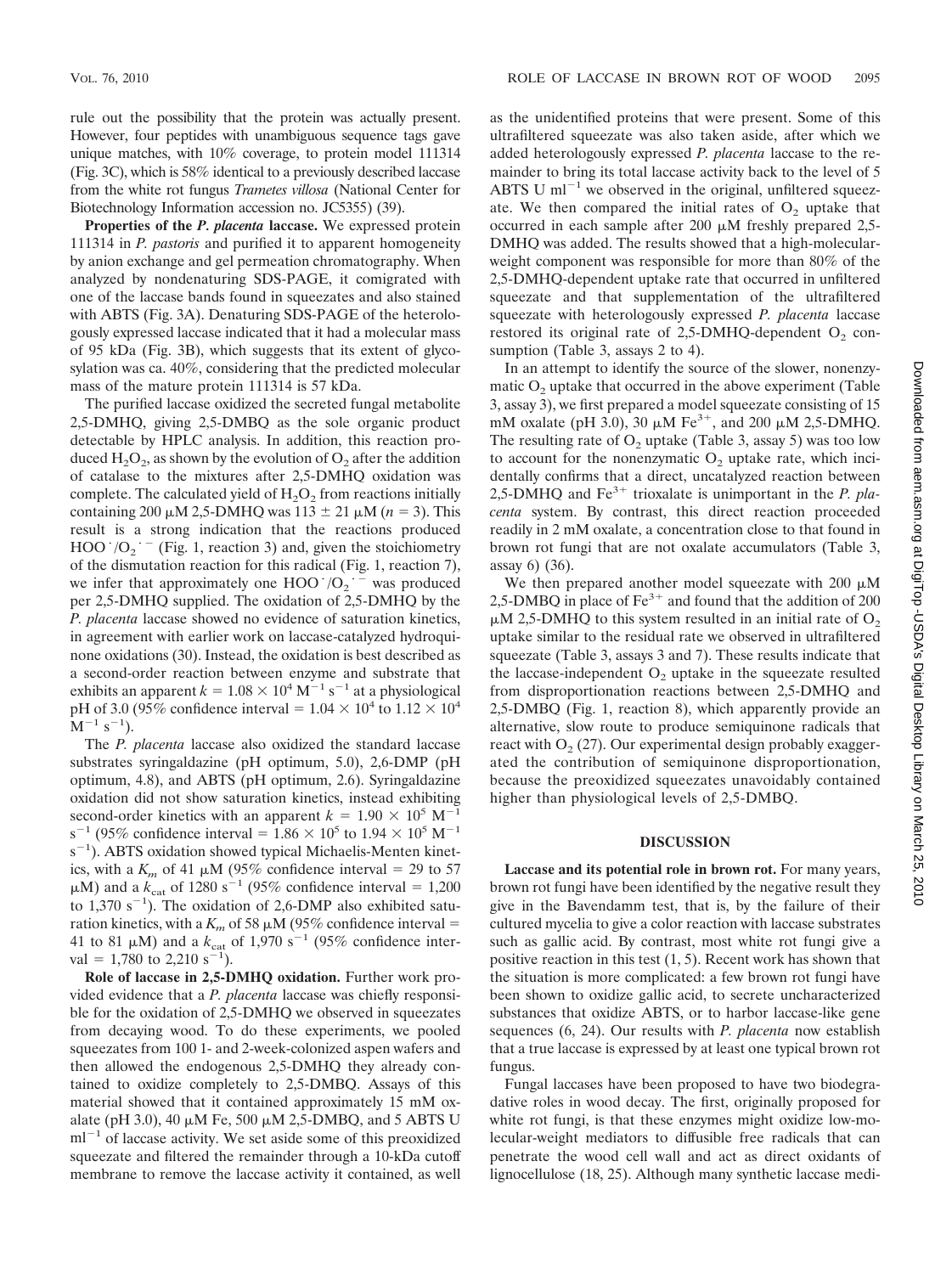rule out the possibility that the protein was actually present. However, four peptides with unambiguous sequence tags gave unique matches, with 10% coverage, to protein model 111314 (Fig. 3C), which is 58% identical to a previously described laccase from the white rot fungus *Trametes villosa* (National Center for Biotechnology Information accession no. JC5355) (39).

**Properties of the *P. placenta* laccase.** We expressed protein 111314 in *P. pastoris* and purified it to apparent homogeneity by anion exchange and gel permeation chromatography. When analyzed by nondenaturing SDS-PAGE, it comigrated with one of the laccase bands found in squeezates and also stained with ABTS (Fig. 3A). Denaturing SDS-PAGE of the heterologously expressed laccase indicated that it had a molecular mass of 95 kDa (Fig. 3B), which suggests that its extent of glycosylation was ca. 40%, considering that the predicted molecular mass of the mature protein 111314 is 57 kDa.

The purified laccase oxidized the secreted fungal metabolite 2,5-DMHQ, giving 2,5-DMBQ as the sole organic product detectable by HPLC analysis. In addition, this reaction produced $H_2O_2$, as shown by the evolution of $O_2$ after the addition of catalase to the mixtures after 2,5-DMHQ oxidation was complete. The calculated yield of $H_2O_2$ from reactions initially containing 200 μM 2,5-DMHQ was 113 ± 21 μM ($n = 3$). This result is a strong indication that the reactions produced $HOO^{\cdot}/O_2^{\cdot -}$ (Fig. 1, reaction 3) and, given the stoichiometry of the dismutation reaction for this radical (Fig. 1, reaction 7), we infer that approximately one $HOO^{\cdot}/O_2^{\cdot -}$ was produced per 2,5-DMHQ supplied. The oxidation of 2,5-DMHQ by the *P. placenta* laccase showed no evidence of saturation kinetics, in agreement with earlier work on laccase-catalyzed hydroquinone oxidations (30). Instead, the oxidation is best described as a second-order reaction between enzyme and substrate that exhibits an apparent $k = 1.08 \times 10^4\ M^{-1}\ s^{-1}$ at a physiological pH of 3.0 (95% confidence interval = $1.04 \times 10^4$ to $1.12 \times 10^4\ M^{-1}\ s^{-1}$).

The *P. placenta* laccase also oxidized the standard laccase substrates syringaldazine (pH optimum, 5.0), 2,6-DMP (pH optimum, 4.8), and ABTS (pH optimum, 2.6). Syringaldazine oxidation did not show saturation kinetics, instead exhibiting second-order kinetics with an apparent $k = 1.90 \times 10^5\ M^{-1}\ s^{-1}$ (95% confidence interval = $1.86 \times 10^5$ to $1.94 \times 10^5\ M^{-1}\ s^{-1}$). ABTS oxidation showed typical Michaelis-Menten kinetics, with a $K_m$ of 41 μM (95% confidence interval = 29 to 57 μM) and a $k_{cat}$ of 1280 $s^{-1}$ (95% confidence interval = 1,200 to 1,370 $s^{-1}$). The oxidation of 2,6-DMP also exhibited saturation kinetics, with a $K_m$ of 58 μM (95% confidence interval = 41 to 81 μM) and a $k_{cat}$ of 1,970 $s^{-1}$ (95% confidence interval = 1,780 to 2,210 $s^{-1}$).

**Role of laccase in 2,5-DMHQ oxidation.** Further work provided evidence that a *P. placenta* laccase was chiefly responsible for the oxidation of 2,5-DMHQ we observed in squeezates from decaying wood. To do these experiments, we pooled squeezates from 100 1- and 2-week-colonized aspen wafers and then allowed the endogenous 2,5-DMHQ they already contained to oxidize completely to 2,5-DMBQ. Assays of this material showed that it contained approximately 15 mM oxalate (pH 3.0), 40 μM Fe, 500 μM 2,5-DMBQ, and 5 ABTS U $ml^{-1}$ of laccase activity. We set aside some of this preoxidized squeezate and filtered the remainder through a 10-kDa cutoff membrane to remove the laccase activity it contained, as well as the unidentified proteins that were present. Some of this ultrafiltered squeezate was also taken aside, after which we added heterologously expressed *P. placenta* laccase to the remainder to bring its total laccase activity back to the level of 5 ABTS U $ml^{-1}$ we observed in the original, unfiltered squeezate. We then compared the initial rates of $O_2$ uptake that occurred in each sample after 200 μM freshly prepared 2,5-DMHQ was added. The results showed that a high-molecular-weight component was responsible for more than 80% of the 2,5-DMHQ-dependent uptake rate that occurred in unfiltered squeezate and that supplementation of the ultrafiltered squeezate with heterologously expressed *P. placenta* laccase restored its original rate of 2,5-DMHQ-dependent $O_2$ consumption (Table 3, assays 2 to 4).

In an attempt to identify the source of the slower, nonenzymatic $O_2$ uptake that occurred in the above experiment (Table 3, assay 3), we first prepared a model squeezate consisting of 15 mM oxalate (pH 3.0), 30 μM $Fe^{3+}$, and 200 μM 2,5-DMHQ. The resulting rate of $O_2$ uptake (Table 3, assay 5) was too low to account for the nonenzymatic $O_2$ uptake rate, which incidentally confirms that a direct, uncatalyzed reaction between 2,5-DMHQ and $Fe^{3+}$ trioxalate is unimportant in the *P. placenta* system. By contrast, this direct reaction proceeded readily in 2 mM oxalate, a concentration close to that found in brown rot fungi that are not oxalate accumulators (Table 3, assay 6) (36).

We then prepared another model squeezate with 200 μM 2,5-DMBQ in place of $Fe^{3+}$ and found that the addition of 200 μM 2,5-DMHQ to this system resulted in an initial rate of $O_2$ uptake similar to the residual rate we observed in ultrafiltered squeezate (Table 3, assays 3 and 7). These results indicate that the laccase-independent $O_2$ uptake in the squeezate resulted from disproportionation reactions between 2,5-DMHQ and 2,5-DMBQ (Fig. 1, reaction 8), which apparently provide an alternative, slow route to produce semiquinone radicals that react with $O_2$ (27). Our experimental design probably exaggerated the contribution of semiquinone disproportionation, because the preoxidized squeezates unavoidably contained higher than physiological levels of 2,5-DMBQ.

## DISCUSSION

**Laccase and its potential role in brown rot.** For many years, brown rot fungi have been identified by the negative result they give in the Bavendamm test, that is, by the failure of their cultured mycelia to give a color reaction with laccase substrates such as gallic acid. By contrast, most white rot fungi give a positive reaction in this test (1, 5). Recent work has shown that the situation is more complicated: a few brown rot fungi have been shown to oxidize gallic acid, to secrete uncharacterized substances that oxidize ABTS, or to harbor laccase-like gene sequences (6, 24). Our results with *P. placenta* now establish that a true laccase is expressed by at least one typical brown rot fungus.

Fungal laccases have been proposed to have two biodegradative roles in wood decay. The first, originally proposed for white rot fungi, is that these enzymes might oxidize low-molecular-weight mediators to diffusible free radicals that can penetrate the wood cell wall and act as direct oxidants of lignocellulose (18, 25). Although many synthetic laccase medi-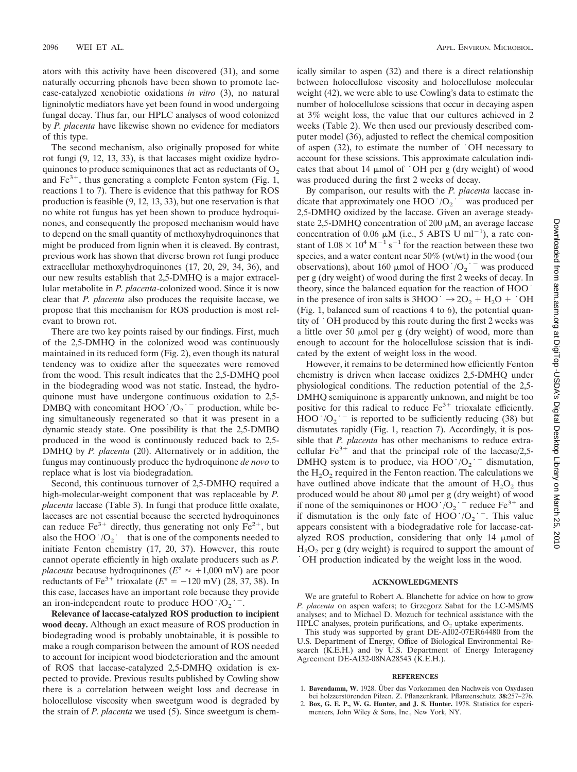ators with this activity have been discovered (31), and some naturally occurring phenols have been shown to promote laccase-catalyzed xenobiotic oxidations *in vitro* (3), no natural ligninolytic mediators have yet been found in wood undergoing fungal decay. Thus far, our HPLC analyses of wood colonized by *P. placenta* have likewise shown no evidence for mediators of this type.

The second mechanism, also originally proposed for white rot fungi (9, 12, 13, 33), is that laccases might oxidize hydroquinones to produce semiquinones that act as reductants of $O_2$ and $Fe^{3+}$, thus generating a complete Fenton system (Fig. 1, reactions 1 to 7). There is evidence that this pathway for ROS production is feasible (9, 12, 13, 33), but one reservation is that no white rot fungus has yet been shown to produce hydroquinones, and consequently the proposed mechanism would have to depend on the small quantity of methoxyhydroquinones that might be produced from lignin when it is cleaved. By contrast, previous work has shown that diverse brown rot fungi produce extracellular methoxyhydroquinones (17, 20, 29, 34, 36), and our new results establish that 2,5-DMHQ is a major extracellular metabolite in *P. placenta*-colonized wood. Since it is now clear that *P. placenta* also produces the requisite laccase, we propose that this mechanism for ROS production is most relevant to brown rot.

There are two key points raised by our findings. First, much of the 2,5-DMHQ in the colonized wood was continuously maintained in its reduced form (Fig. 2), even though its natural tendency was to oxidize after the squeezates were removed from the wood. This result indicates that the 2,5-DMHQ pool in the biodegrading wood was not static. Instead, the hydroquinone must have undergone continuous oxidation to 2,5-DMBQ with concomitant $HOO^{\cdot}/O_2^{\cdot-}$ production, while being simultaneously regenerated so that it was present in a dynamic steady state. One possibility is that the 2,5-DMBQ produced in the wood is continuously reduced back to 2,5-DMHQ by *P. placenta* (20). Alternatively or in addition, the fungus may continuously produce the hydroquinone *de novo* to replace what is lost via biodegradation.

Second, this continuous turnover of 2,5-DMHQ required a high-molecular-weight component that was replaceable by *P. placenta* laccase (Table 3). In fungi that produce little oxalate, laccases are not essential because the secreted hydroquinones can reduce $Fe^{3+}$ directly, thus generating not only $Fe^{2+}$, but also the $HOO^{\cdot}/O_2^{\cdot-}$ that is one of the components needed to initiate Fenton chemistry (17, 20, 37). However, this route cannot operate efficiently in high oxalate producers such as *P. placenta* because hydroquinones ($E° \approx +1{,}000$ mV) are poor reductants of $Fe^{3+}$ trioxalate ($E° = -120$ mV) (28, 37, 38). In this case, laccases have an important role because they provide an iron-independent route to produce $HOO^{\cdot}/O_2^{\cdot-}$.

**Relevance of laccase-catalyzed ROS production to incipient wood decay.** Although an exact measure of ROS production in biodegrading wood is probably unobtainable, it is possible to make a rough comparison between the amount of ROS needed to account for incipient wood biodeterioration and the amount of ROS that laccase-catalyzed 2,5-DMHQ oxidation is expected to provide. Previous results published by Cowling show there is a correlation between weight loss and decrease in holocellulose viscosity when sweetgum wood is degraded by the strain of *P. placenta* we used (5). Since sweetgum is chemically similar to aspen (32) and there is a direct relationship between holocellulose viscosity and holocellulose molecular weight (42), we were able to use Cowling's data to estimate the number of holocellulose scissions that occur in decaying aspen at 3% weight loss, the value that our cultures achieved in 2 weeks (Table 2). We then used our previously described computer model (36), adjusted to reflect the chemical composition of aspen (32), to estimate the number of $^{\cdot}OH$ necessary to account for these scissions. This approximate calculation indicates that about 14 μmol of $^{\cdot}OH$ per g (dry weight) of wood was produced during the first 2 weeks of decay.

By comparison, our results with the *P. placenta* laccase indicate that approximately one $HOO^{\cdot}/O_2^{\cdot-}$ was produced per 2,5-DMHQ oxidized by the laccase. Given an average steady-state 2,5-DMHQ concentration of 200 μM, an average laccase concentration of 0.06 μM (i.e., 5 ABTS U $ml^{-1}$), a rate constant of $1.08 \times 10^4$ $M^{-1}$ $s^{-1}$ for the reaction between these two species, and a water content near 50% (wt/wt) in the wood (our observations), about 160 μmol of $HOO^{\cdot}/O_2^{\cdot-}$ was produced per g (dry weight) of wood during the first 2 weeks of decay. In theory, since the balanced equation for the reaction of $HOO^{\cdot}$ in the presence of iron salts is $3HOO^{\cdot} \rightarrow 2O_2 + H_2O + {}^{\cdot}OH$ (Fig. 1, balanced sum of reactions 4 to 6), the potential quantity of $^{\cdot}OH$ produced by this route during the first 2 weeks was a little over 50 μmol per g (dry weight) of wood, more than enough to account for the holocellulose scission that is indicated by the extent of weight loss in the wood.

However, it remains to be determined how efficiently Fenton chemistry is driven when laccase oxidizes 2,5-DMHQ under physiological conditions. The reduction potential of the 2,5-DMHQ semiquinone is apparently unknown, and might be too positive for this radical to reduce $Fe^{3+}$ trioxalate efficiently. $HOO^{\cdot}/O_2^{\cdot-}$ is reported to be sufficiently reducing (38) but dismutates rapidly (Fig. 1, reaction 7). Accordingly, it is possible that *P. placenta* has other mechanisms to reduce extracellular $Fe^{3+}$ and that the principal role of the laccase/2,5-DMHQ system is to produce, via $HOO^{\cdot}/O_2^{\cdot-}$ dismutation, the $H_2O_2$ required in the Fenton reaction. The calculations we have outlined above indicate that the amount of $H_2O_2$ thus produced would be about 80 μmol per g (dry weight) of wood if none of the semiquinones or $HOO^{\cdot}/O_2^{\cdot-}$ reduce $Fe^{3+}$ and if dismutation is the only fate of $HOO^{\cdot}/O_2^{\cdot-}$. This value appears consistent with a biodegradative role for laccase-catalyzed ROS production, considering that only 14 μmol of $H_2O_2$ per g (dry weight) is required to support the amount of $^{\cdot}OH$ production indicated by the weight loss in the wood.

## ACKNOWLEDGMENTS

We are grateful to Robert A. Blanchette for advice on how to grow *P. placenta* on aspen wafers; to Grzegorz Sabat for the LC-MS/MS analyses; and to Michael D. Mozuch for technical assistance with the HPLC analyses, protein purifications, and $O_2$ uptake experiments.

This study was supported by grant DE-AI02-07ER64480 from the U.S. Department of Energy, Office of Biological Environmental Research (K.E.H.) and by U.S. Department of Energy Interagency Agreement DE-AI32-08NA28543 (K.E.H.).

## REFERENCES

1. **Bavendamm, W.** 1928. Über das Vorkommen den Nachweis von Oxydasen bei holzzerstörenden Pilzen. Z. Pflanzenkrank. Pflanzenschutz. **38:**257–276.
2. **Box, G. E. P., W. G. Hunter, and J. S. Hunter.** 1978. Statistics for experimenters, John Wiley & Sons, Inc., New York, NY.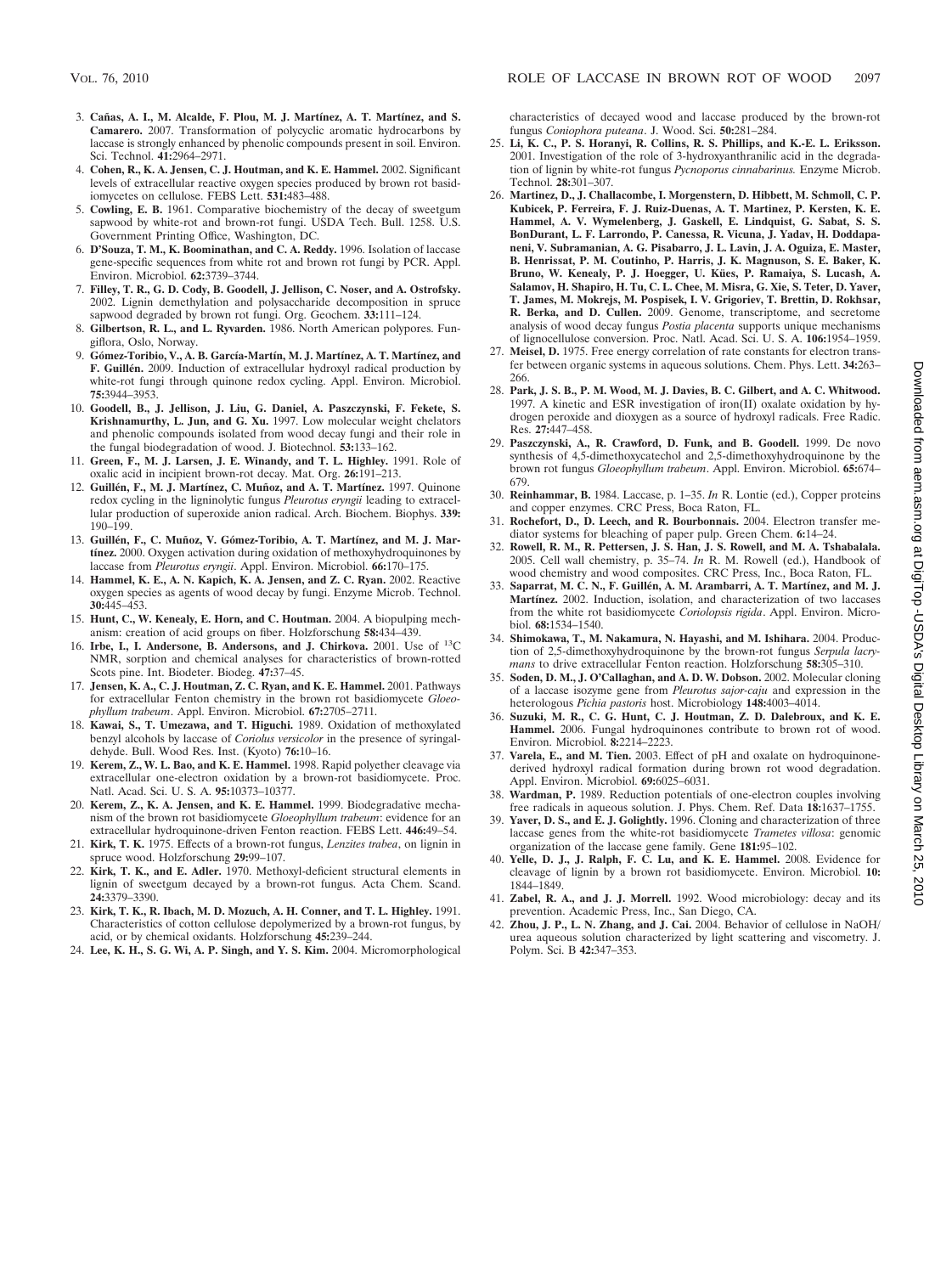3. **Cañas, A. I., M. Alcalde, F. Plou, M. J. Martínez, A. T. Martínez, and S. Camarero.** 2007. Transformation of polycyclic aromatic hydrocarbons by laccase is strongly enhanced by phenolic compounds present in soil. Environ. Sci. Technol. **41:**2964–2971.
4. **Cohen, R., K. A. Jensen, C. J. Houtman, and K. E. Hammel.** 2002. Significant levels of extracellular reactive oxygen species produced by brown rot basidiomycetes on cellulose. FEBS Lett. **531:**483–488.
5. **Cowling, E. B.** 1961. Comparative biochemistry of the decay of sweetgum sapwood by white-rot and brown-rot fungi. USDA Tech. Bull. 1258. U.S. Government Printing Office, Washington, DC.
6. **D'Souza, T. M., K. Boominathan, and C. A. Reddy.** 1996. Isolation of laccase gene-specific sequences from white rot and brown rot fungi by PCR. Appl. Environ. Microbiol. **62:**3739–3744.
7. **Filley, T. R., G. D. Cody, B. Goodell, J. Jellison, C. Noser, and A. Ostrofsky.** 2002. Lignin demethylation and polysaccharide decomposition in spruce sapwood degraded by brown rot fungi. Org. Geochem. **33:**111–124.
8. **Gilbertson, R. L., and L. Ryvarden.** 1986. North American polypores. Fungiflora, Oslo, Norway.
9. **Gómez-Toribio, V., A. B. García-Martín, M. J. Martínez, A. T. Martínez, and F. Guillén.** 2009. Induction of extracellular hydroxyl radical production by white-rot fungi through quinone redox cycling. Appl. Environ. Microbiol. **75:**3944–3953.
10. **Goodell, B., J. Jellison, J. Liu, G. Daniel, A. Paszczynski, F. Fekete, S. Krishnamurthy, L. Jun, and G. Xu.** 1997. Low molecular weight chelators and phenolic compounds isolated from wood decay fungi and their role in the fungal biodegradation of wood. J. Biotechnol. **53:**133–162.
11. **Green, F., M. J. Larsen, J. E. Winandy, and T. L. Highley.** 1991. Role of oxalic acid in incipient brown-rot decay. Mat. Org. **26:**191–213.
12. **Guillén, F., M. J. Martínez, C. Muñoz, and A. T. Martínez.** 1997. Quinone redox cycling in the ligninolytic fungus *Pleurotus eryngii* leading to extracellular production of superoxide anion radical. Arch. Biochem. Biophys. **339:**190–199.
13. **Guillén, F., C. Muñoz, V. Gómez-Toribio, A. T. Martínez, and M. J. Martínez.** 2000. Oxygen activation during oxidation of methoxyhydroquinones by laccase from *Pleurotus eryngii*. Appl. Environ. Microbiol. **66:**170–175.
14. **Hammel, K. E., A. N. Kapich, K. A. Jensen, and Z. C. Ryan.** 2002. Reactive oxygen species as agents of wood decay by fungi. Enzyme Microb. Technol. **30:**445–453.
15. **Hunt, C., W. Kenealy, E. Horn, and C. Houtman.** 2004. A biopulping mechanism: creation of acid groups on fiber. Holzforschung **58:**434–439.
16. **Irbe, I., I. Andersone, B. Andersons, and J. Chirkova.** 2001. Use of $^{13}C$ NMR, sorption and chemical analyses for characteristics of brown-rotted Scots pine. Int. Biodeter. Biodeg. **47:**37–45.
17. **Jensen, K. A., C. J. Houtman, Z. C. Ryan, and K. E. Hammel.** 2001. Pathways for extracellular Fenton chemistry in the brown rot basidiomycete *Gloeophyllum trabeum*. Appl. Environ. Microbiol. **67:**2705–2711.
18. **Kawai, S., T. Umezawa, and T. Higuchi.** 1989. Oxidation of methoxylated benzyl alcohols by laccase of *Coriolus versicolor* in the presence of syringaldehyde. Bull. Wood Res. Inst. (Kyoto) **76:**10–16.
19. **Kerem, Z., W. L. Bao, and K. E. Hammel.** 1998. Rapid polyether cleavage via extracellular one-electron oxidation by a brown-rot basidiomycete. Proc. Natl. Acad. Sci. U. S. A. **95:**10373–10377.
20. **Kerem, Z., K. A. Jensen, and K. E. Hammel.** 1999. Biodegradative mechanism of the brown rot basidiomycete *Gloeophyllum trabeum*: evidence for an extracellular hydroquinone-driven Fenton reaction. FEBS Lett. **446:**49–54.
21. **Kirk, T. K.** 1975. Effects of a brown-rot fungus, *Lenzites trabea*, on lignin in spruce wood. Holzforschung **29:**99–107.
22. **Kirk, T. K., and E. Adler.** 1970. Methoxyl-deficient structural elements in lignin of sweetgum decayed by a brown-rot fungus. Acta Chem. Scand. **24:**3379–3390.
23. **Kirk, T. K., R. Ibach, M. D. Mozuch, A. H. Conner, and T. L. Highley.** 1991. Characteristics of cotton cellulose depolymerized by a brown-rot fungus, by acid, or by chemical oxidants. Holzforschung **45:**239–244.
24. **Lee, K. H., S. G. Wi, A. P. Singh, and Y. S. Kim.** 2004. Micromorphological characteristics of decayed wood and laccase produced by the brown-rot fungus *Coniophora puteana*. J. Wood. Sci. **50:**281–284.
25. **Li, K. C., P. S. Horanyi, R. Collins, R. S. Phillips, and K.-E. L. Eriksson.** 2001. Investigation of the role of 3-hydroxyanthranilic acid in the degradation of lignin by white-rot fungus *Pycnoporus cinnabarinus.* Enzyme Microb. Technol. **28:**301–307.
26. **Martinez, D., J. Challacombe, I. Morgenstern, D. Hibbett, M. Schmoll, C. P. Kubicek, P. Ferreira, F. J. Ruiz-Duenas, A. T. Martinez, P. Kersten, K. E. Hammel, A. V. Wymelenberg, J. Gaskell, E. Lindquist, G. Sabat, S. S. BonDurant, L. F. Larrondo, P. Canessa, R. Vicuna, J. Yadav, H. Doddapaneni, V. Subramanian, A. G. Pisabarro, J. L. Lavin, J. A. Oguiza, E. Master, B. Henrissat, P. M. Coutinho, P. Harris, J. K. Magnuson, S. E. Baker, K. Bruno, W. Kenealy, P. J. Hoegger, U. Kües, P. Ramaiya, S. Lucash, A. Salamov, H. Shapiro, H. Tu, C. L. Chee, M. Misra, G. Xie, S. Teter, D. Yaver, T. James, M. Mokrejs, M. Pospisek, I. V. Grigoriev, T. Brettin, D. Rokhsar, R. Berka, and D. Cullen.** 2009. Genome, transcriptome, and secretome analysis of wood decay fungus *Postia placenta* supports unique mechanisms of lignocellulose conversion. Proc. Natl. Acad. Sci. U. S. A. **106:**1954–1959.
27. **Meisel, D.** 1975. Free energy correlation of rate constants for electron transfer between organic systems in aqueous solutions. Chem. Phys. Lett. **34:**263–266.
28. **Park, J. S. B., P. M. Wood, M. J. Davies, B. C. Gilbert, and A. C. Whitwood.** 1997. A kinetic and ESR investigation of iron(II) oxalate oxidation by hydrogen peroxide and dioxygen as a source of hydroxyl radicals. Free Radic. Res. **27:**447–458.
29. **Paszczynski, A., R. Crawford, D. Funk, and B. Goodell.** 1999. De novo synthesis of 4,5-dimethoxycatechol and 2,5-dimethoxyhydroquinone by the brown rot fungus *Gloeophyllum trabeum*. Appl. Environ. Microbiol. **65:**674–679.
30. **Reinhammar, B.** 1984. Laccase, p. 1–35. *In* R. Lontie (ed.), Copper proteins and copper enzymes. CRC Press, Boca Raton, FL.
31. **Rochefort, D., D. Leech, and R. Bourbonnais.** 2004. Electron transfer mediator systems for bleaching of paper pulp. Green Chem. **6:**14–24.
32. **Rowell, R. M., R. Pettersen, J. S. Han, J. S. Rowell, and M. A. Tshabalala.** 2005. Cell wall chemistry, p. 35–74. *In* R. M. Rowell (ed.), Handbook of wood chemistry and wood composites. CRC Press, Inc., Boca Raton, FL.
33. **Saparrat, M. C. N., F. Guillén, A. M. Arambarri, A. T. Martínez, and M. J. Martínez.** 2002. Induction, isolation, and characterization of two laccases from the white rot basidiomycete *Coriolopsis rigida*. Appl. Environ. Microbiol. **68:**1534–1540.
34. **Shimokawa, T., M. Nakamura, N. Hayashi, and M. Ishihara.** 2004. Production of 2,5-dimethoxyhydroquinone by the brown-rot fungus *Serpula lacrymans* to drive extracellular Fenton reaction. Holzforschung **58:**305–310.
35. **Soden, D. M., J. O'Callaghan, and A. D. W. Dobson.** 2002. Molecular cloning of a laccase isozyme gene from *Pleurotus sajor-caju* and expression in the heterologous *Pichia pastoris* host. Microbiology **148:**4003–4014.
36. **Suzuki, M. R., C. G. Hunt, C. J. Houtman, Z. D. Dalebroux, and K. E. Hammel.** 2006. Fungal hydroquinones contribute to brown rot of wood. Environ. Microbiol. **8:**2214–2223.
37. **Varela, E., and M. Tien.** 2003. Effect of pH and oxalate on hydroquinone-derived hydroxyl radical formation during brown rot wood degradation. Appl. Environ. Microbiol. **69:**6025–6031.
38. **Wardman, P.** 1989. Reduction potentials of one-electron couples involving free radicals in aqueous solution. J. Phys. Chem. Ref. Data **18:**1637–1755.
39. **Yaver, D. S., and E. J. Golightly.** 1996. Cloning and characterization of three laccase genes from the white-rot basidiomycete *Trametes villosa*: genomic organization of the laccase gene family. Gene **181:**95–102.
40. **Yelle, D. J., J. Ralph, F. C. Lu, and K. E. Hammel.** 2008. Evidence for cleavage of lignin by a brown rot basidiomycete. Environ. Microbiol. **10:** 1844–1849.
41. **Zabel, R. A., and J. J. Morrell.** 1992. Wood microbiology: decay and its prevention. Academic Press, Inc., San Diego, CA.
42. **Zhou, J. P., L. N. Zhang, and J. Cai.** 2004. Behavior of cellulose in NaOH/urea aqueous solution characterized by light scattering and viscometry. J. Polym. Sci. B **42:**347–353.